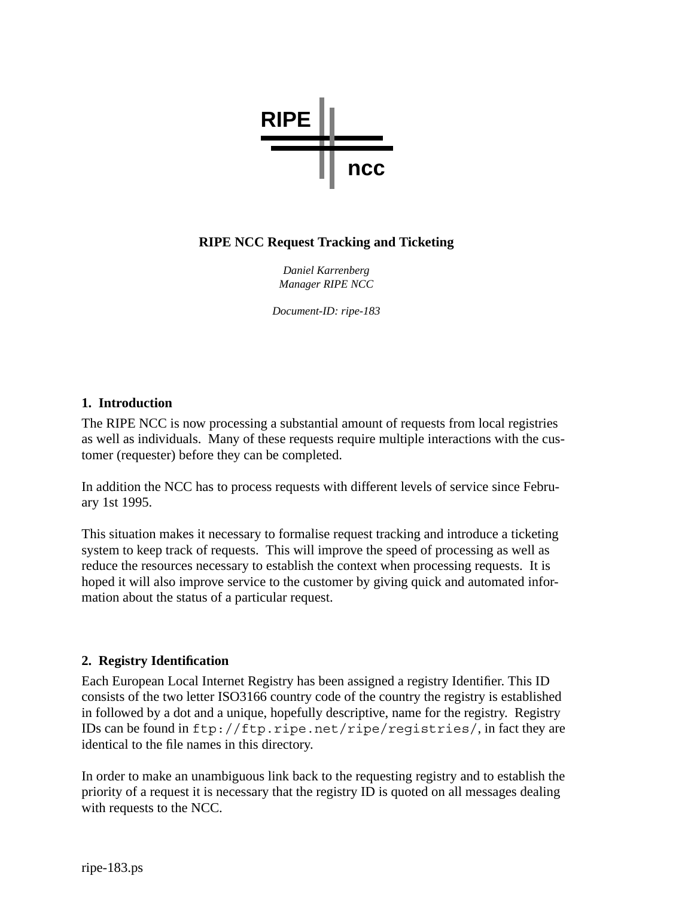# RIPE NCC Request Tracking and Ticketing

*Daniel Karrenberg*
*Manager RIPE NCC*

*Document-ID: ripe-183*

## 1. Introduction

The RIPE NCC is now processing a substantial amount of requests from local registries as well as individuals. Many of these requests require multiple interactions with the customer (requester) before they can be completed.

In addition the NCC has to process requests with different levels of service since February 1st 1995.

This situation makes it necessary to formalise request tracking and introduce a ticketing system to keep track of requests. This will improve the speed of processing as well as reduce the resources necessary to establish the context when processing requests. It is hoped it will also improve service to the customer by giving quick and automated information about the status of a particular request.

## 2. Registry Identification

Each European Local Internet Registry has been assigned a registry Identifier. This ID consists of the two letter ISO3166 country code of the country the registry is established in followed by a dot and a unique, hopefully descriptive, name for the registry. Registry IDs can be found in `ftp://ftp.ripe.net/ripe/registries/`, in fact they are identical to the file names in this directory.

In order to make an unambiguous link back to the requesting registry and to establish the priority of a request it is necessary that the registry ID is quoted on all messages dealing with requests to the NCC.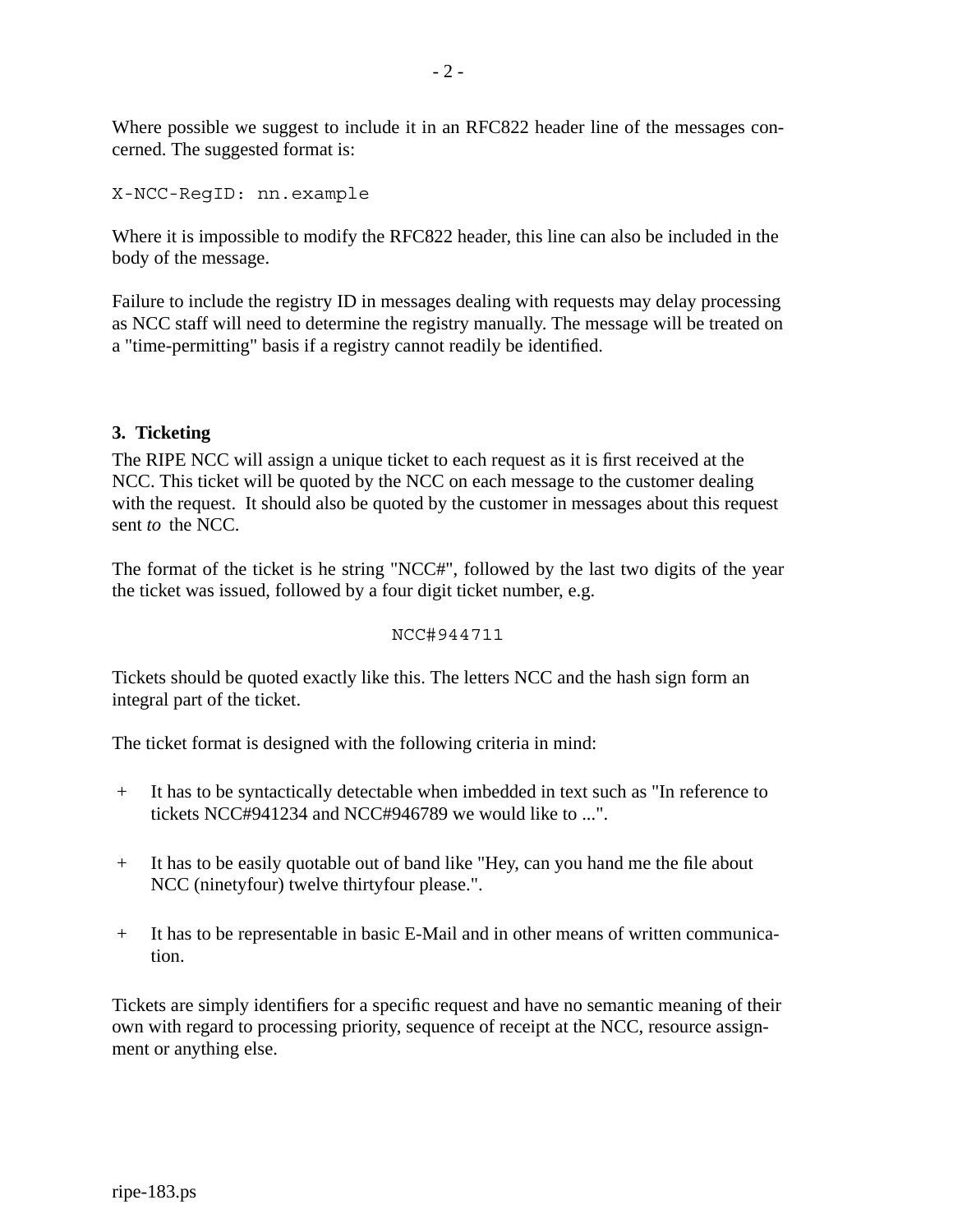Where possible we suggest to include it in an RFC822 header line of the messages concerned. The suggested format is:

```
X-NCC-RegID: nn.example
```

Where it is impossible to modify the RFC822 header, this line can also be included in the body of the message.

Failure to include the registry ID in messages dealing with requests may delay processing as NCC staff will need to determine the registry manually. The message will be treated on a "time-permitting" basis if a registry cannot readily be identified.

## 3. Ticketing

The RIPE NCC will assign a unique ticket to each request as it is first received at the NCC. This ticket will be quoted by the NCC on each message to the customer dealing with the request. It should also be quoted by the customer in messages about this request sent *to* the NCC.

The format of the ticket is he string "NCC#", followed by the last two digits of the year the ticket was issued, followed by a four digit ticket number, e.g.

```
NCC#944711
```

Tickets should be quoted exactly like this. The letters NCC and the hash sign form an integral part of the ticket.

The ticket format is designed with the following criteria in mind:

+ It has to be syntactically detectable when imbedded in text such as "In reference to tickets NCC#941234 and NCC#946789 we would like to ...".

+ It has to be easily quotable out of band like "Hey, can you hand me the file about NCC (ninetyfour) twelve thirtyfour please.".

+ It has to be representable in basic E-Mail and in other means of written communication.

Tickets are simply identifiers for a specific request and have no semantic meaning of their own with regard to processing priority, sequence of receipt at the NCC, resource assignment or anything else.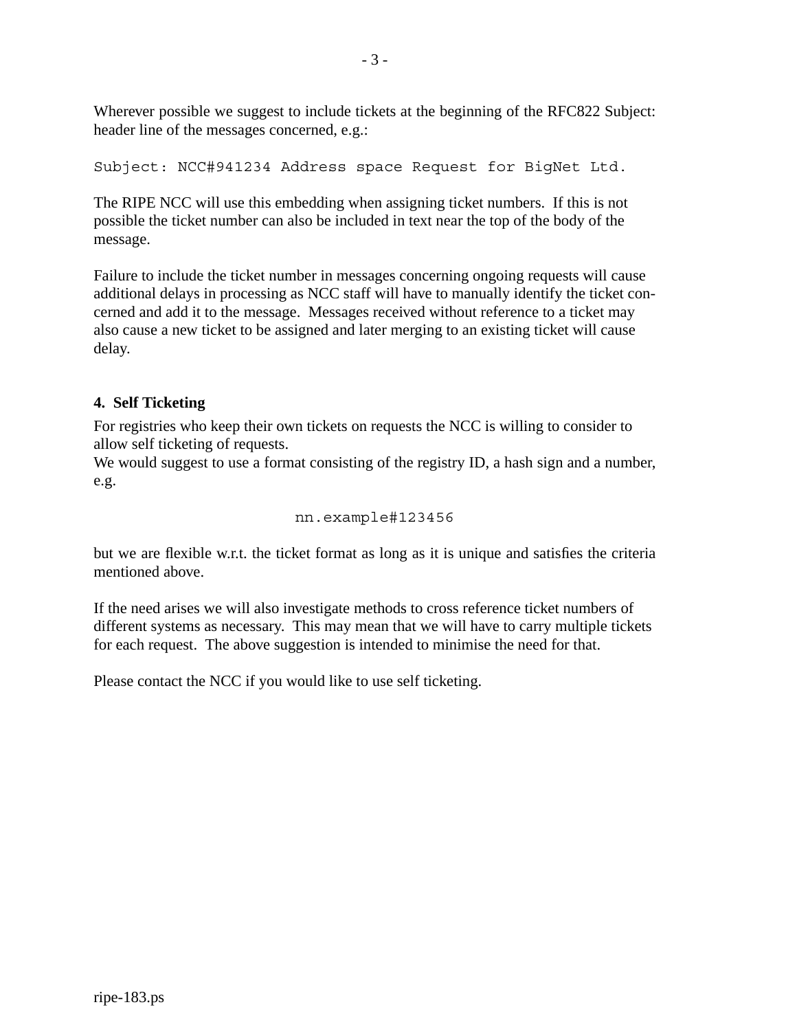Wherever possible we suggest to include tickets at the beginning of the RFC822 Subject: header line of the messages concerned, e.g.:

```
Subject: NCC#941234 Address space Request for BigNet Ltd.
```

The RIPE NCC will use this embedding when assigning ticket numbers. If this is not possible the ticket number can also be included in text near the top of the body of the message.

Failure to include the ticket number in messages concerning ongoing requests will cause additional delays in processing as NCC staff will have to manually identify the ticket concerned and add it to the message. Messages received without reference to a ticket may also cause a new ticket to be assigned and later merging to an existing ticket will cause delay.

## 4. Self Ticketing

For registries who keep their own tickets on requests the NCC is willing to consider to allow self ticketing of requests.
We would suggest to use a format consisting of the registry ID, a hash sign and a number, e.g.

```
nn.example#123456
```

but we are flexible w.r.t. the ticket format as long as it is unique and satisfies the criteria mentioned above.

If the need arises we will also investigate methods to cross reference ticket numbers of different systems as necessary. This may mean that we will have to carry multiple tickets for each request. The above suggestion is intended to minimise the need for that.

Please contact the NCC if you would like to use self ticketing.